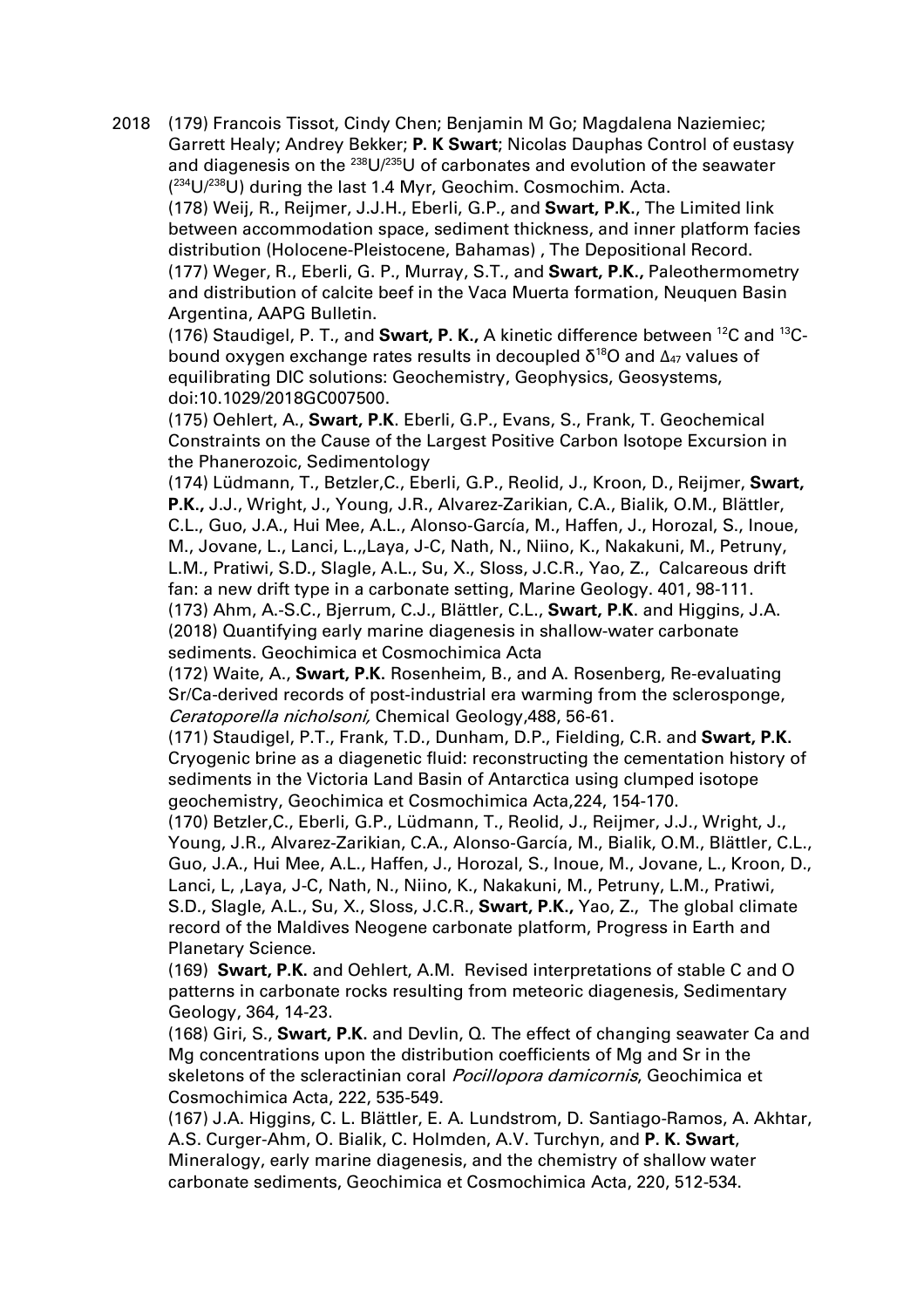2018 (179) Francois Tissot, Cindy Chen; Benjamin M Go; Magdalena Naziemiec; Garrett Healy; Andrey Bekker; **P. K Swart**; Nicolas Dauphas Control of eustasy and diagenesis on the $^{238}U/^{235}U$ of carbonates and evolution of the seawater ($^{234}U/^{238}U$) during the last 1.4 Myr, Geochim. Cosmochim. Acta.

(178) Weij, R., Reijmer, J.J.H., Eberli, G.P., and **Swart, P.K.**, The Limited link between accommodation space, sediment thickness, and inner platform facies distribution (Holocene-Pleistocene, Bahamas) , The Depositional Record.

(177) Weger, R., Eberli, G. P., Murray, S.T., and **Swart, P.K.,** Paleothermometry and distribution of calcite beef in the Vaca Muerta formation, Neuquen Basin Argentina, AAPG Bulletin.

(176) Staudigel, P. T., and **Swart, P. K.,** A kinetic difference between $^{12}C$ and $^{13}C$-bound oxygen exchange rates results in decoupled $\delta^{18}O$ and $\Delta_{47}$ values of equilibrating DIC solutions: Geochemistry, Geophysics, Geosystems, doi:10.1029/2018GC007500.

(175) Oehlert, A., **Swart, P.K**. Eberli, G.P., Evans, S., Frank, T. Geochemical Constraints on the Cause of the Largest Positive Carbon Isotope Excursion in the Phanerozoic, Sedimentology

(174) Lüdmann, T., Betzler,C., Eberli, G.P., Reolid, J., Kroon, D., Reijmer, **Swart, P.K.,** J.J., Wright, J., Young, J.R., Alvarez-Zarikian, C.A., Bialik, O.M., Blättler, C.L., Guo, J.A., Hui Mee, A.L., Alonso-García, M., Haffen, J., Horozal, S., Inoue, M., Jovane, L., Lanci, L.,,Laya, J-C, Nath, N., Niino, K., Nakakuni, M., Petruny, L.M., Pratiwi, S.D., Slagle, A.L., Su, X., Sloss, J.C.R., Yao, Z., Calcareous drift fan: a new drift type in a carbonate setting, Marine Geology. 401, 98-111.

(173) Ahm, A.-S.C., Bjerrum, C.J., Blättler, C.L., **Swart, P.K**. and Higgins, J.A. (2018) Quantifying early marine diagenesis in shallow-water carbonate sediments. Geochimica et Cosmochimica Acta

(172) Waite, A., **Swart, P.K.** Rosenheim, B., and A. Rosenberg, Re-evaluating Sr/Ca-derived records of post-industrial era warming from the sclerosponge, *Ceratoporella nicholsoni,* Chemical Geology,488, 56-61.

(171) Staudigel, P.T., Frank, T.D., Dunham, D.P., Fielding, C.R. and **Swart, P.K.** Cryogenic brine as a diagenetic fluid: reconstructing the cementation history of sediments in the Victoria Land Basin of Antarctica using clumped isotope geochemistry, Geochimica et Cosmochimica Acta,224, 154-170.

(170) Betzler,C., Eberli, G.P., Lüdmann, T., Reolid, J., Reijmer, J.J., Wright, J., Young, J.R., Alvarez-Zarikian, C.A., Alonso-García, M., Bialik, O.M., Blättler, C.L., Guo, J.A., Hui Mee, A.L., Haffen, J., Horozal, S., Inoue, M., Jovane, L., Kroon, D., Lanci, L, ,Laya, J-C, Nath, N., Niino, K., Nakakuni, M., Petruny, L.M., Pratiwi, S.D., Slagle, A.L., Su, X., Sloss, J.C.R., **Swart, P.K.,** Yao, Z., The global climate record of the Maldives Neogene carbonate platform, Progress in Earth and Planetary Science.

(169) **Swart, P.K.** and Oehlert, A.M. Revised interpretations of stable C and O patterns in carbonate rocks resulting from meteoric diagenesis, Sedimentary Geology, 364, 14-23.

(168) Giri, S., **Swart, P.K.** and Devlin, Q. The effect of changing seawater Ca and Mg concentrations upon the distribution coefficients of Mg and Sr in the skeletons of the scleractinian coral *Pocillopora damicornis*, Geochimica et Cosmochimica Acta, 222, 535-549.

(167) J.A. Higgins, C. L. Blättler, E. A. Lundstrom, D. Santiago-Ramos, A. Akhtar, A.S. Curger-Ahm, O. Bialik, C. Holmden, A.V. Turchyn, and **P. K. Swart**, Mineralogy, early marine diagenesis, and the chemistry of shallow water carbonate sediments, Geochimica et Cosmochimica Acta, 220, 512-534.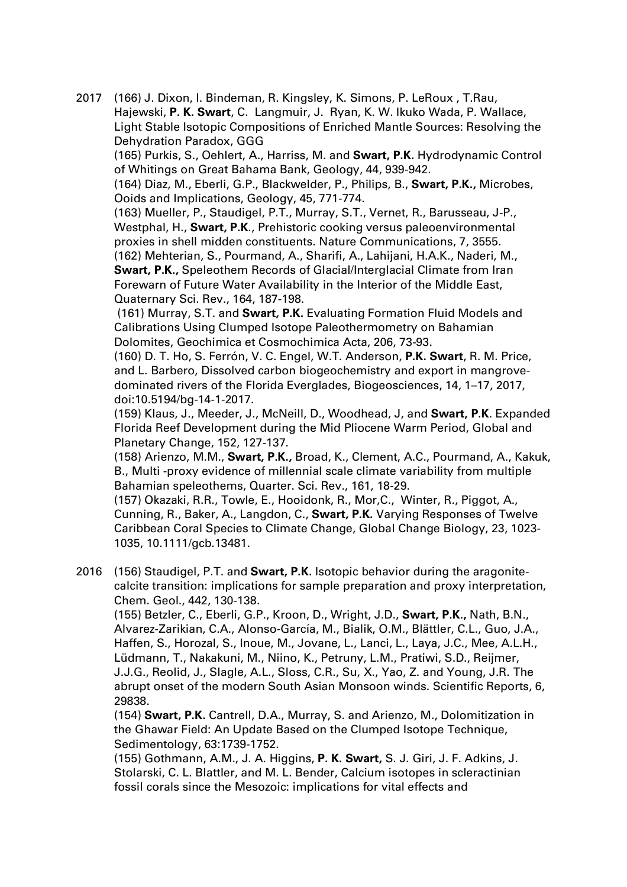2017 (166) J. Dixon, I. Bindeman, R. Kingsley, K. Simons, P. LeRoux , T.Rau, Hajewski, **P. K. Swart**, C. Langmuir, J. Ryan, K. W. Ikuko Wada, P. Wallace, Light Stable Isotopic Compositions of Enriched Mantle Sources: Resolving the Dehydration Paradox, GGG

(165) Purkis, S., Oehlert, A., Harriss, M. and **Swart, P.K.** Hydrodynamic Control of Whitings on Great Bahama Bank, Geology, 44, 939-942.

(164) Diaz, M., Eberli, G.P., Blackwelder, P., Philips, B., **Swart, P.K.,** Microbes, Ooids and Implications, Geology, 45, 771-774.

(163) Mueller, P., Staudigel, P.T., Murray, S.T., Vernet, R., Barusseau, J-P., Westphal, H., **Swart, P.K**., Prehistoric cooking versus paleoenvironmental proxies in shell midden constituents. Nature Communications, 7, 3555.

(162) Mehterian, S., Pourmand, A., Sharifi, A., Lahijani, H.A.K., Naderi, M., **Swart, P.K.,** Speleothem Records of Glacial/Interglacial Climate from Iran Forewarn of Future Water Availability in the Interior of the Middle East, Quaternary Sci. Rev., 164, 187-198.

(161) Murray, S.T. and **Swart, P.K**. Evaluating Formation Fluid Models and Calibrations Using Clumped Isotope Paleothermometry on Bahamian Dolomites, Geochimica et Cosmochimica Acta, 206, 73-93.

(160) D. T. Ho, S. Ferrón, V. C. Engel, W.T. Anderson, **P.K. Swart**, R. M. Price, and L. Barbero, Dissolved carbon biogeochemistry and export in mangrove-dominated rivers of the Florida Everglades, Biogeosciences, 14, 1–17, 2017, doi:10.5194/bg-14-1-2017.

(159) Klaus, J., Meeder, J., McNeill, D., Woodhead, J, and **Swart, P.K**. Expanded Florida Reef Development during the Mid Pliocene Warm Period, Global and Planetary Change, 152, 127-137.

(158) Arienzo, M.M., **Swart, P.K.,** Broad, K., Clement, A.C., Pourmand, A., Kakuk, B., Multi -proxy evidence of millennial scale climate variability from multiple Bahamian speleothems, Quarter. Sci. Rev., 161, 18-29.

(157) Okazaki, R.R., Towle, E., Hooidonk, R., Mor,C., Winter, R., Piggot, A., Cunning, R., Baker, A., Langdon, C., **Swart, P.K.** Varying Responses of Twelve Caribbean Coral Species to Climate Change, Global Change Biology, 23, 1023-1035, 10.1111/gcb.13481.

2016 (156) Staudigel, P.T. and **Swart, P.K.** Isotopic behavior during the aragonite-calcite transition: implications for sample preparation and proxy interpretation, Chem. Geol., 442, 130-138.

(155) Betzler, C., Eberli, G.P., Kroon, D., Wright, J.D., **Swart, P.K.,** Nath, B.N., Alvarez-Zarikian, C.A., Alonso-García, M., Bialik, O.M., Blättler, C.L., Guo, J.A., Haffen, S., Horozal, S., Inoue, M., Jovane, L., Lanci, L., Laya, J.C., Mee, A.L.H., Lüdmann, T., Nakakuni, M., Niino, K., Petruny, L.M., Pratiwi, S.D., Reijmer, J.J.G., Reolid, J., Slagle, A.L., Sloss, C.R., Su, X., Yao, Z. and Young, J.R. The abrupt onset of the modern South Asian Monsoon winds. Scientific Reports, 6, 29838.

(154) **Swart, P.K.** Cantrell, D.A., Murray, S. and Arienzo, M., Dolomitization in the Ghawar Field: An Update Based on the Clumped Isotope Technique, Sedimentology, 63:1739-1752.

(155) Gothmann, A.M., J. A. Higgins, **P. K. Swart,** S. J. Giri, J. F. Adkins, J. Stolarski, C. L. Blattler, and M. L. Bender, Calcium isotopes in scleractinian fossil corals since the Mesozoic: implications for vital effects and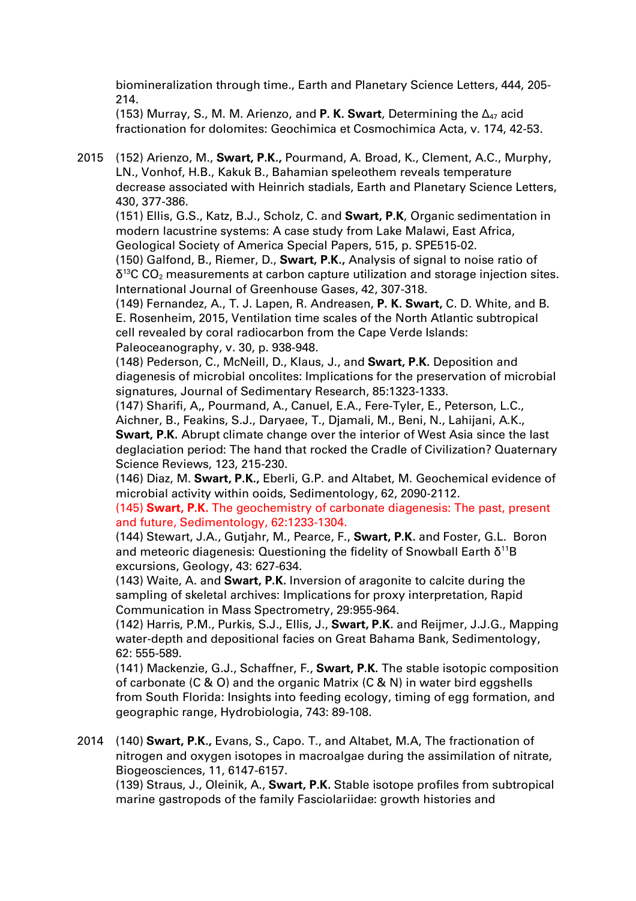biomineralization through time., Earth and Planetary Science Letters, 444, 205-214.

(153) Murray, S., M. M. Arienzo, and **P. K. Swart**, Determining the $\Delta_{47}$ acid fractionation for dolomites: Geochimica et Cosmochimica Acta, v. 174, 42-53.

2015 (152) Arienzo, M., **Swart, P.K.,** Pourmand, A. Broad, K., Clement, A.C., Murphy, LN., Vonhof, H.B., Kakuk B., Bahamian speleothem reveals temperature decrease associated with Heinrich stadials, Earth and Planetary Science Letters, 430, 377-386.

(151) Ellis, G.S., Katz, B.J., Scholz, C. and **Swart, P.K**, Organic sedimentation in modern lacustrine systems: A case study from Lake Malawi, East Africa, Geological Society of America Special Papers, 515, p. SPE515-02.

(150) Galfond, B., Riemer, D., **Swart, P.K.,** Analysis of signal to noise ratio of $\delta^{13}C$ $CO_2$ measurements at carbon capture utilization and storage injection sites. International Journal of Greenhouse Gases, 42, 307-318.

(149) Fernandez, A., T. J. Lapen, R. Andreasen, **P. K. Swart,** C. D. White, and B. E. Rosenheim, 2015, Ventilation time scales of the North Atlantic subtropical cell revealed by coral radiocarbon from the Cape Verde Islands: Paleoceanography, v. 30, p. 938-948.

(148) Pederson, C., McNeill, D., Klaus, J., and **Swart, P.K.** Deposition and diagenesis of microbial oncolites: Implications for the preservation of microbial signatures, Journal of Sedimentary Research, 85:1323-1333.

(147) Sharifi, A,, Pourmand, A., Canuel, E.A., Fere-Tyler, E., Peterson, L.C., Aichner, B., Feakins, S.J., Daryaee, T., Djamali, M., Beni, N., Lahijani, A.K., **Swart, P.K.** Abrupt climate change over the interior of West Asia since the last deglaciation period: The hand that rocked the Cradle of Civilization? Quaternary Science Reviews, 123, 215-230.

(146) Diaz, M. **Swart, P.K.,** Eberli, G.P. and Altabet, M. Geochemical evidence of microbial activity within ooids, Sedimentology, 62, 2090-2112.

(145) **Swart, P.K.** The geochemistry of carbonate diagenesis: The past, present and future, Sedimentology, 62:1233-1304.

(144) Stewart, J.A., Gutjahr, M., Pearce, F., **Swart, P.K.** and Foster, G.L. Boron and meteoric diagenesis: Questioning the fidelity of Snowball Earth $\delta^{11}B$ excursions, Geology, 43: 627-634.

(143) Waite, A. and **Swart, P.K.** Inversion of aragonite to calcite during the sampling of skeletal archives: Implications for proxy interpretation, Rapid Communication in Mass Spectrometry, 29:955-964.

(142) Harris, P.M., Purkis, S.J., Ellis, J., **Swart, P.K.** and Reijmer, J.J.G., Mapping water-depth and depositional facies on Great Bahama Bank, Sedimentology, 62: 555-589.

(141) Mackenzie, G.J., Schaffner, F., **Swart, P.K.** The stable isotopic composition of carbonate (C & O) and the organic Matrix (C & N) in water bird eggshells from South Florida: Insights into feeding ecology, timing of egg formation, and geographic range, Hydrobiologia, 743: 89-108.

2014 (140) **Swart, P.K.,** Evans, S., Capo. T., and Altabet, M.A, The fractionation of nitrogen and oxygen isotopes in macroalgae during the assimilation of nitrate, Biogeosciences, 11, 6147-6157.

(139) Straus, J., Oleinik, A., **Swart, P.K.** Stable isotope profiles from subtropical marine gastropods of the family Fasciolariidae: growth histories and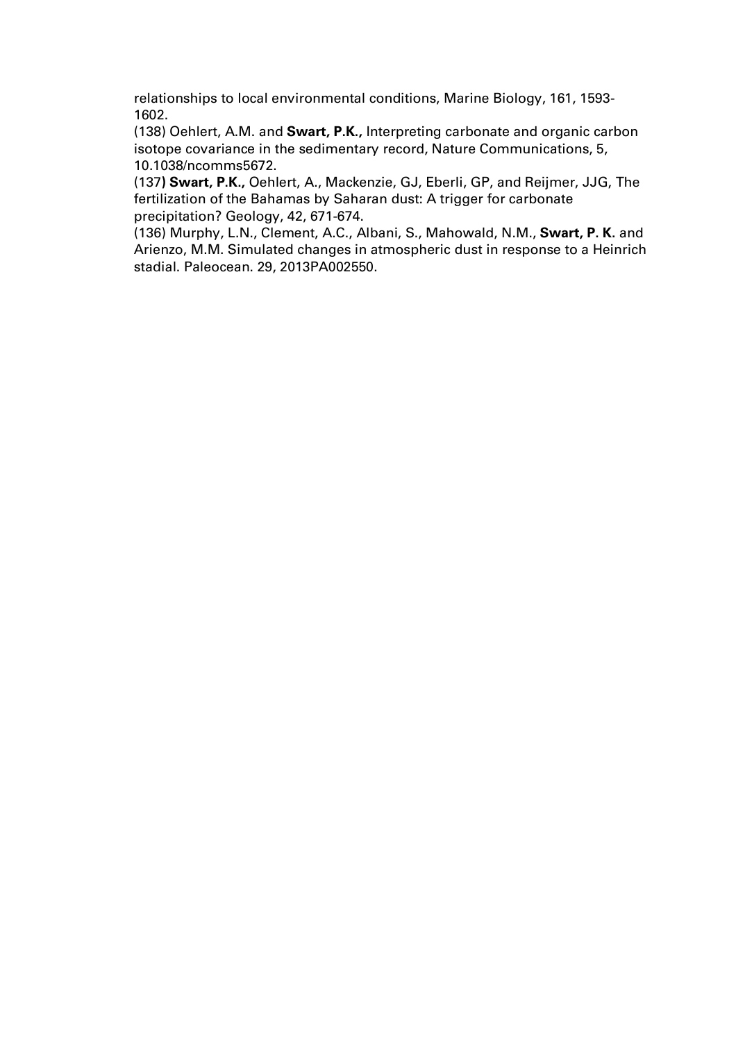relationships to local environmental conditions, Marine Biology, 161, 1593-1602.

(138) Oehlert, A.M. and **Swart, P.K.,** Interpreting carbonate and organic carbon isotope covariance in the sedimentary record, Nature Communications, 5, 10.1038/ncomms5672.

(137**) Swart, P.K.,** Oehlert, A., Mackenzie, GJ, Eberli, GP, and Reijmer, JJG, The fertilization of the Bahamas by Saharan dust: A trigger for carbonate precipitation? Geology, 42, 671-674.

(136) Murphy, L.N., Clement, A.C., Albani, S., Mahowald, N.M., **Swart, P. K.** and Arienzo, M.M. Simulated changes in atmospheric dust in response to a Heinrich stadial. Paleocean. 29, 2013PA002550.